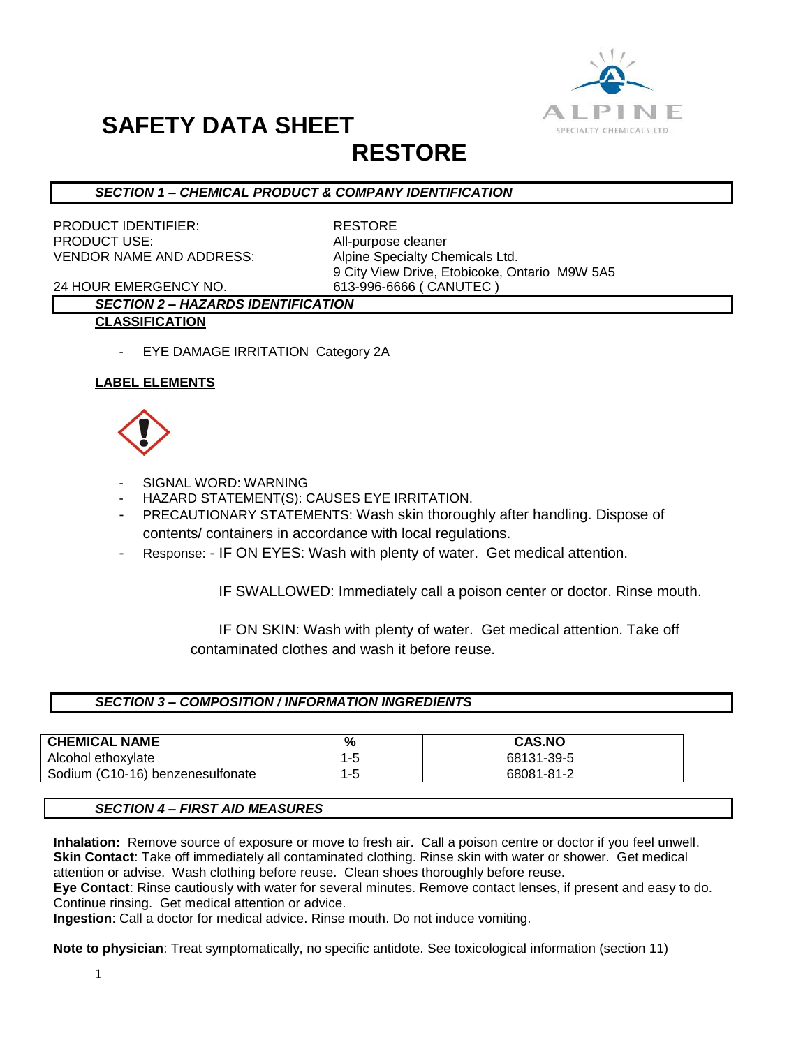# SAFETY DATA SHEET

## RESTORE

### SECTION 1 – CHEMICAL PRODUCT & COMPANY IDENTIFICATION

PRODUCT IDENTIFIER: RESTORE
PRODUCT USE: All-purpose cleaner
VENDOR NAME AND ADDRESS: Alpine Specialty Chemicals Ltd.
9 City View Drive, Etobicoke, Ontario M9W 5A5
24 HOUR EMERGENCY NO. 613-996-6666 ( CANUTEC )

### SECTION 2 – HAZARDS IDENTIFICATION

**CLASSIFICATION**

- EYE DAMAGE IRRITATION Category 2A

**LABEL ELEMENTS**

- SIGNAL WORD: WARNING
- HAZARD STATEMENT(S): CAUSES EYE IRRITATION.
- PRECAUTIONARY STATEMENTS: Wash skin thoroughly after handling. Dispose of contents/ containers in accordance with local regulations.
- Response: - IF ON EYES: Wash with plenty of water. Get medical attention.

  IF SWALLOWED: Immediately call a poison center or doctor. Rinse mouth.

  IF ON SKIN: Wash with plenty of water. Get medical attention. Take off contaminated clothes and wash it before reuse.

### SECTION 3 – COMPOSITION / INFORMATION INGREDIENTS

| CHEMICAL NAME | % | CAS.NO |
|---|---|---|
| Alcohol ethoxylate | 1-5 | 68131-39-5 |
| Sodium (C10-16) benzenesulfonate | 1-5 | 68081-81-2 |

### SECTION 4 – FIRST AID MEASURES

**Inhalation:** Remove source of exposure or move to fresh air. Call a poison centre or doctor if you feel unwell.
**Skin Contact**: Take off immediately all contaminated clothing. Rinse skin with water or shower. Get medical attention or advise. Wash clothing before reuse. Clean shoes thoroughly before reuse.
**Eye Contact**: Rinse cautiously with water for several minutes. Remove contact lenses, if present and easy to do. Continue rinsing. Get medical attention or advice.
**Ingestion**: Call a doctor for medical advice. Rinse mouth. Do not induce vomiting.

**Note to physician**: Treat symptomatically, no specific antidote. See toxicological information (section 11)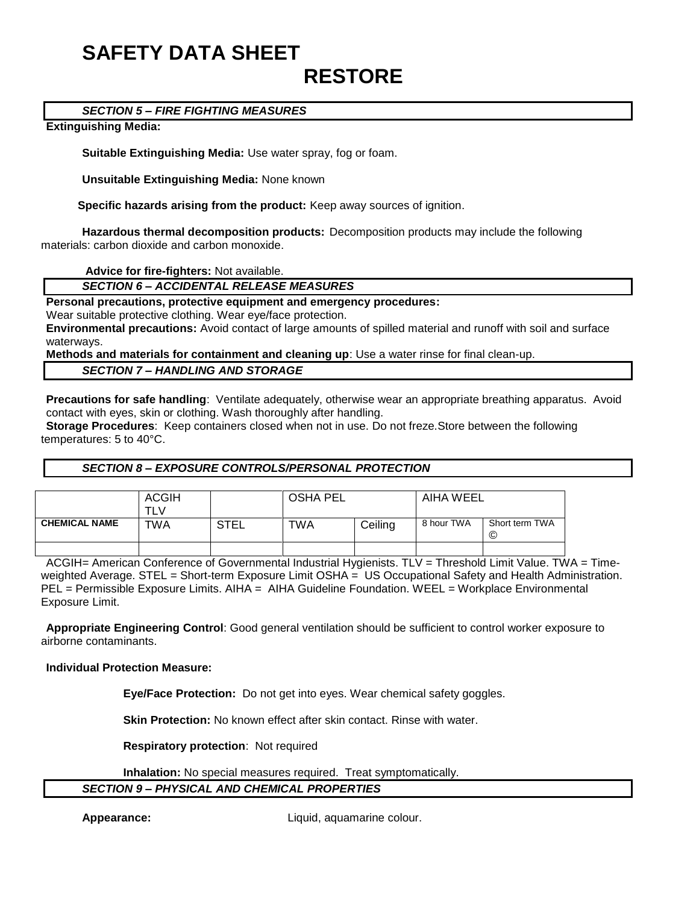# SAFETY DATA SHEET
# RESTORE

### *SECTION 5 – FIRE FIGHTING MEASURES*

**Extinguishing Media:**

**Suitable Extinguishing Media:** Use water spray, fog or foam.

**Unsuitable Extinguishing Media:** None known

**Specific hazards arising from the product:** Keep away sources of ignition.

**Hazardous thermal decomposition products:** Decomposition products may include the following materials: carbon dioxide and carbon monoxide.

**Advice for fire-fighters:** Not available.

### *SECTION 6 – ACCIDENTAL RELEASE MEASURES*

**Personal precautions, protective equipment and emergency procedures:**
Wear suitable protective clothing. Wear eye/face protection.

**Environmental precautions:** Avoid contact of large amounts of spilled material and runoff with soil and surface waterways.

**Methods and materials for containment and cleaning up**: Use a water rinse for final clean-up.

### *SECTION 7 – HANDLING AND STORAGE*

**Precautions for safe handling**: Ventilate adequately, otherwise wear an appropriate breathing apparatus. Avoid contact with eyes, skin or clothing. Wash thoroughly after handling.

**Storage Procedures**: Keep containers closed when not in use. Do not freze.Store between the following temperatures: 5 to 40°C.

### *SECTION 8 – EXPOSURE CONTROLS/PERSONAL PROTECTION*

| | ACGIH TLV | | OSHA PEL | | AIHA WEEL | |
|---|---|---|---|---|---|---|
| **CHEMICAL NAME** | TWA | STEL | TWA | Ceiling | 8 hour TWA | Short term TWA © |
| | | | | | | |

ACGIH= American Conference of Governmental Industrial Hygienists. TLV = Threshold Limit Value. TWA = Time-weighted Average. STEL = Short-term Exposure Limit OSHA = US Occupational Safety and Health Administration. PEL = Permissible Exposure Limits. AIHA = AIHA Guideline Foundation. WEEL = Workplace Environmental Exposure Limit.

**Appropriate Engineering Control**: Good general ventilation should be sufficient to control worker exposure to airborne contaminants.

**Individual Protection Measure:**

**Eye/Face Protection:** Do not get into eyes. Wear chemical safety goggles.

**Skin Protection:** No known effect after skin contact. Rinse with water.

**Respiratory protection**: Not required

**Inhalation:** No special measures required. Treat symptomatically.

### *SECTION 9 – PHYSICAL AND CHEMICAL PROPERTIES*

**Appearance:** Liquid, aquamarine colour.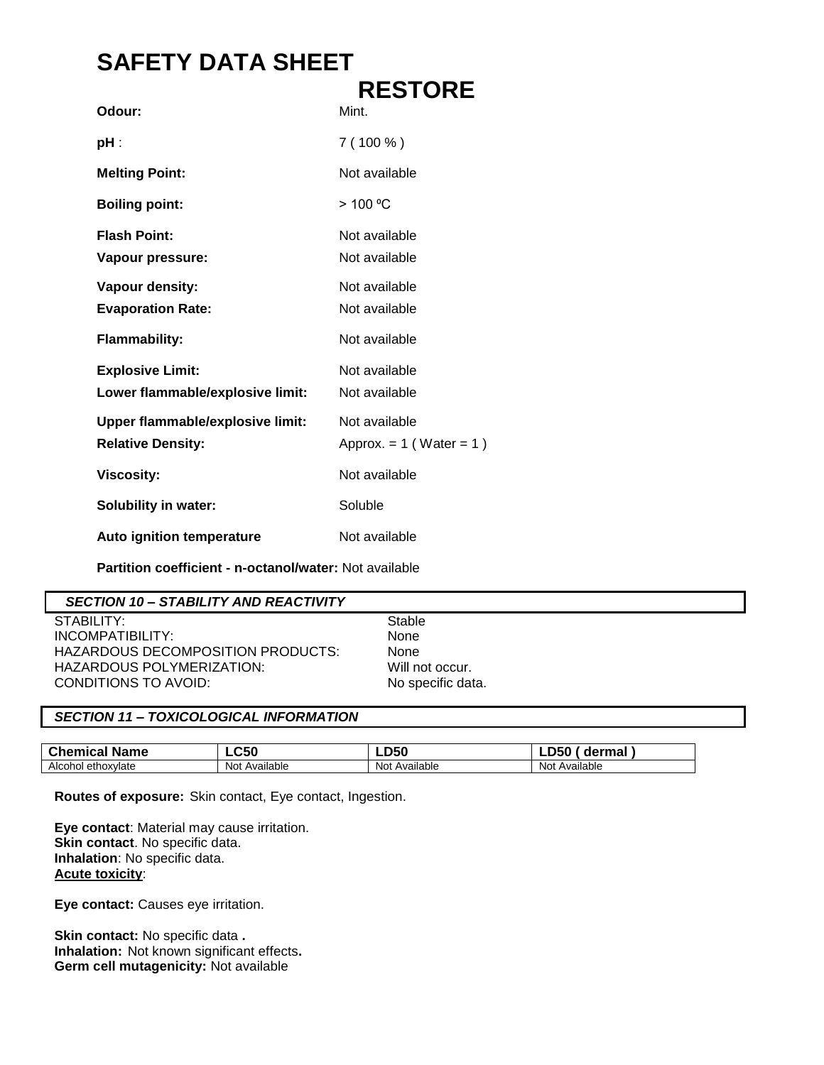# SAFETY DATA SHEET

## RESTORE

**Odour:** Mint.

**pH** : 7 ( 100 % )

**Melting Point:** Not available

**Boiling point:** > 100 ºC

**Flash Point:** Not available

**Vapour pressure:** Not available

**Vapour density:** Not available

**Evaporation Rate:** Not available

**Flammability:** Not available

**Explosive Limit:** Not available

**Lower flammable/explosive limit:** Not available

**Upper flammable/explosive limit:** Not available

**Relative Density:** Approx. = 1 ( Water = 1 )

**Viscosity:** Not available

**Solubility in water:** Soluble

**Auto ignition temperature** Not available

**Partition coefficient - n-octanol/water:** Not available

## *SECTION 10 – STABILITY AND REACTIVITY*

STABILITY: Stable
INCOMPATIBILITY: None
HAZARDOUS DECOMPOSITION PRODUCTS: None
HAZARDOUS POLYMERIZATION: Will not occur.
CONDITIONS TO AVOID: No specific data.

## *SECTION 11 – TOXICOLOGICAL INFORMATION*

| Chemical Name | LC50 | LD50 | LD50 ( dermal ) |
|---|---|---|---|
| Alcohol ethoxylate | Not Available | Not Available | Not Available |

**Routes of exposure:** Skin contact, Eye contact, Ingestion.

**Eye contact**: Material may cause irritation.
**Skin contact**. No specific data.
**Inhalation**: No specific data.
**Acute toxicity**:

**Eye contact:** Causes eye irritation.

**Skin contact:** No specific data **.**
**Inhalation:** Not known significant effects**.**
**Germ cell mutagenicity:** Not available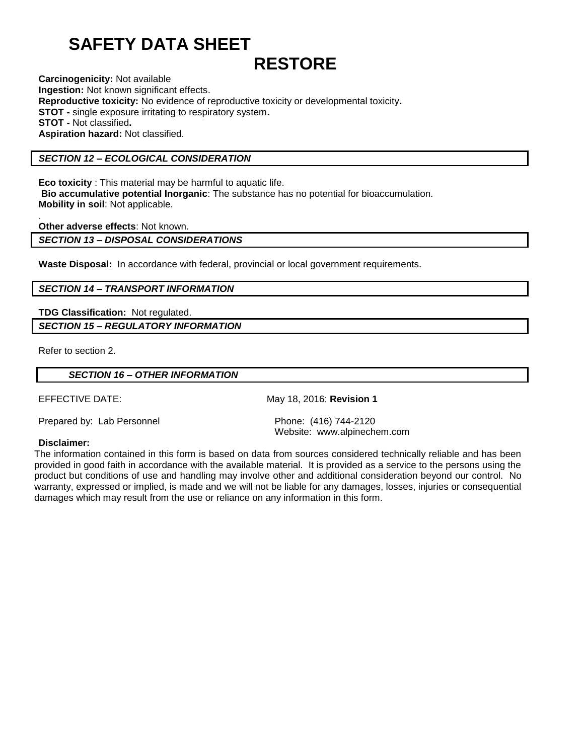**Carcinogenicity:** Not available
**Ingestion:** Not known significant effects.
**Reproductive toxicity:** No evidence of reproductive toxicity or developmental toxicity**.**
**STOT -** single exposure irritating to respiratory system**.**
**STOT -** Not classified**.**
**Aspiration hazard:** Not classified.

## *SECTION 12 – ECOLOGICAL CONSIDERATION*

**Eco toxicity** : This material may be harmful to aquatic life.
**Bio accumulative potential Inorganic**: The substance has no potential for bioaccumulation.
**Mobility in soil**: Not applicable.

.
**Other adverse effects**: Not known.

## *SECTION 13 – DISPOSAL CONSIDERATIONS*

**Waste Disposal:** In accordance with federal, provincial or local government requirements.

## *SECTION 14 – TRANSPORT INFORMATION*

**TDG Classification:** Not regulated.

## *SECTION 15 – REGULATORY INFORMATION*

Refer to section 2.

## *SECTION 16 – OTHER INFORMATION*

EFFECTIVE DATE: May 18, 2016: **Revision 1**

Prepared by: Lab Personnel

Phone: (416) 744-2120
Website: www.alpinechem.com

**Disclaimer:**
The information contained in this form is based on data from sources considered technically reliable and has been provided in good faith in accordance with the available material. It is provided as a service to the persons using the product but conditions of use and handling may involve other and additional consideration beyond our control. No warranty, expressed or implied, is made and we will not be liable for any damages, losses, injuries or consequential damages which may result from the use or reliance on any information in this form.